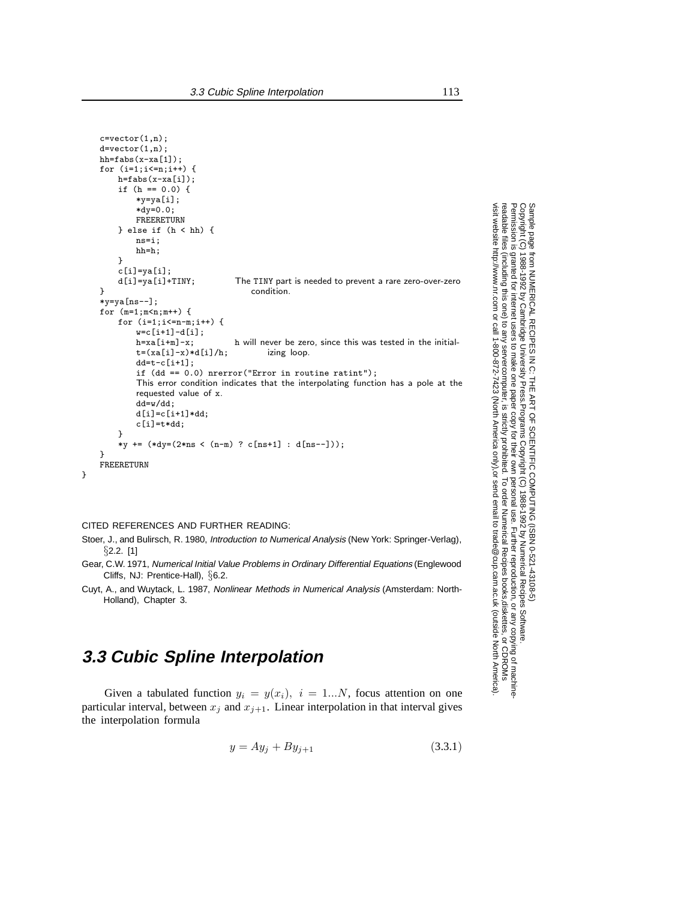```
    c=vector(1,n);
    d=vector(1,n);
    hh=fabs(x-xa[1]);
    for (i=1;i<=n;i++) {
        h=fabs(x-xa[i]);
        if (h == 0.0) {
            *y=ya[i];
            *dy=0.0;
            FREERETURN
        } else if (h < hh) {
            ns=i;
            hh=h;
        }
        c[i]=ya[i];
        d[i]=ya[i]+TINY;            The TINY part is needed to prevent a rare zero-over-zero
    }                                   condition.
    *y=ya[ns--];
    for (m=1;m<n;m++) {
        for (i=1;i<=n-m;i++) {
            w=c[i+1]-d[i];
            h=xa[i+m]-x;            h will never be zero, since this was tested in the initial-
            t=(xa[i]-x)*d[i]/h;         izing loop.
            dd=t-c[i+1];
            if (dd == 0.0) nrerror("Error in routine ratint");
            This error condition indicates that the interpolating function has a pole at the
            requested value of x.
            dd=w/dd;
            d[i]=c[i+1]*dd;
            c[i]=t*dd;
        }
        *y += (*dy=(2*ns < (n-m) ? c[ns+1] : d[ns--]));
    }
    FREERETURN
}
```

CITED REFERENCES AND FURTHER READING:

Stoer, J., and Bulirsch, R. 1980, *Introduction to Numerical Analysis* (New York: Springer-Verlag), §2.2. [1]

Gear, C.W. 1971, *Numerical Initial Value Problems in Ordinary Differential Equations* (Englewood Cliffs, NJ: Prentice-Hall), §6.2.

Cuyt, A., and Wuytack, L. 1987, *Nonlinear Methods in Numerical Analysis* (Amsterdam: North-Holland), Chapter 3.

## 3.3 Cubic Spline Interpolation

Given a tabulated function $y_i = y(x_i),\ i = 1...N$, focus attention on one particular interval, between $x_j$ and $x_{j+1}$. Linear interpolation in that interval gives the interpolation formula

$$y = Ay_j + By_{j+1} \tag{3.3.1}$$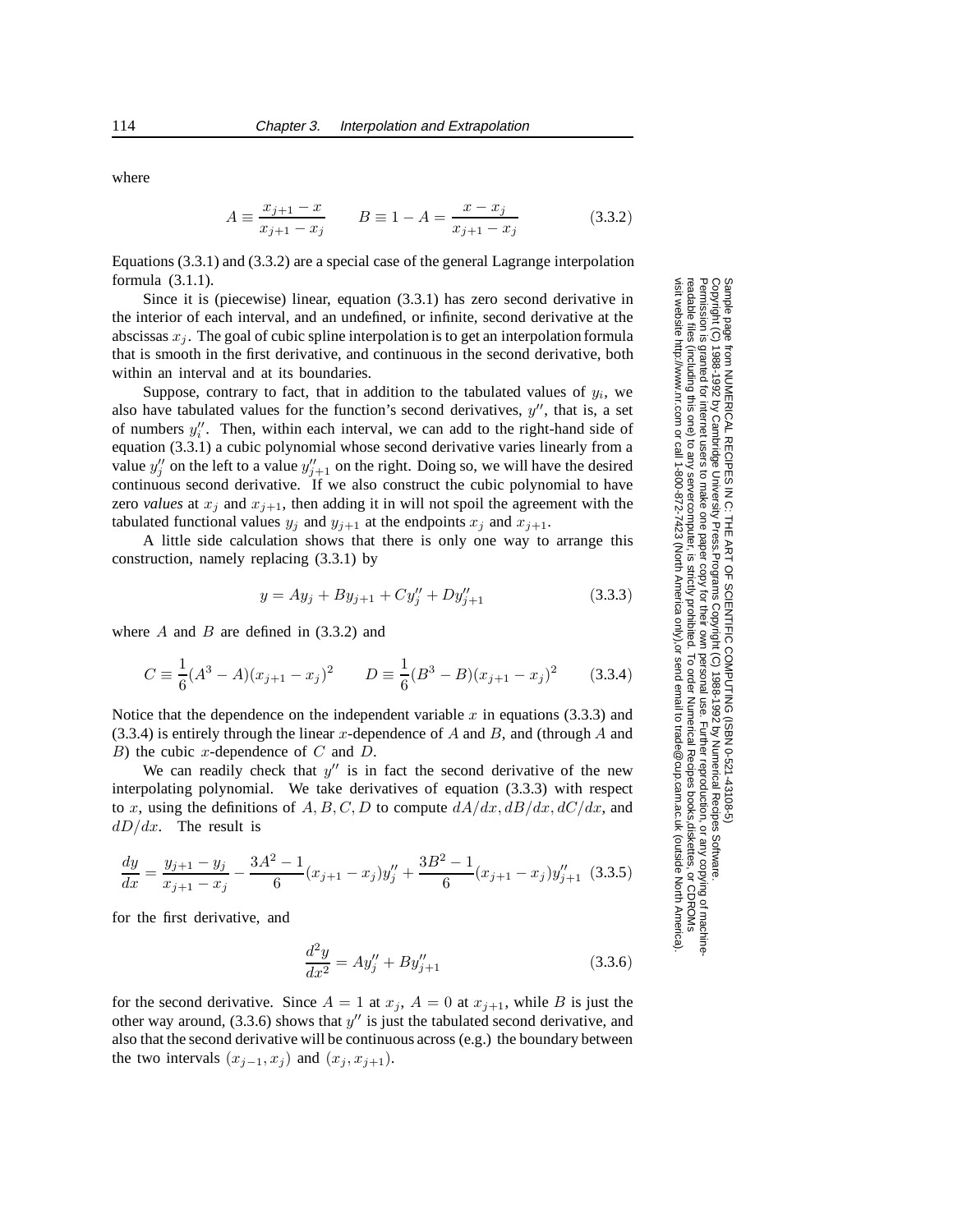where

$$A \equiv \frac{x_{j+1} - x}{x_{j+1} - x_j} \qquad B \equiv 1 - A = \frac{x - x_j}{x_{j+1} - x_j} \tag{3.3.2}$$

Equations (3.3.1) and (3.3.2) are a special case of the general Lagrange interpolation formula (3.1.1).

Since it is (piecewise) linear, equation (3.3.1) has zero second derivative in the interior of each interval, and an undefined, or infinite, second derivative at the abscissas $x_j$. The goal of cubic spline interpolation is to get an interpolation formula that is smooth in the first derivative, and continuous in the second derivative, both within an interval and at its boundaries.

Suppose, contrary to fact, that in addition to the tabulated values of $y_i$, we also have tabulated values for the function's second derivatives, $y''$, that is, a set of numbers $y_i''$. Then, within each interval, we can add to the right-hand side of equation (3.3.1) a cubic polynomial whose second derivative varies linearly from a value $y_j''$ on the left to a value $y_{j+1}''$ on the right. Doing so, we will have the desired continuous second derivative. If we also construct the cubic polynomial to have zero *values* at $x_j$ and $x_{j+1}$, then adding it in will not spoil the agreement with the tabulated functional values $y_j$ and $y_{j+1}$ at the endpoints $x_j$ and $x_{j+1}$.

A little side calculation shows that there is only one way to arrange this construction, namely replacing (3.3.1) by

$$y = Ay_j + By_{j+1} + Cy_j'' + Dy_{j+1}'' \tag{3.3.3}$$

where $A$ and $B$ are defined in (3.3.2) and

$$C \equiv \frac{1}{6}(A^3 - A)(x_{j+1} - x_j)^2 \qquad D \equiv \frac{1}{6}(B^3 - B)(x_{j+1} - x_j)^2 \tag{3.3.4}$$

Notice that the dependence on the independent variable $x$ in equations (3.3.3) and (3.3.4) is entirely through the linear $x$-dependence of $A$ and $B$, and (through $A$ and $B$) the cubic $x$-dependence of $C$ and $D$.

We can readily check that $y''$ is in fact the second derivative of the new interpolating polynomial. We take derivatives of equation (3.3.3) with respect to $x$, using the definitions of $A, B, C, D$ to compute $dA/dx, dB/dx, dC/dx$, and $dD/dx$. The result is

$$\frac{dy}{dx} = \frac{y_{j+1} - y_j}{x_{j+1} - x_j} - \frac{3A^2 - 1}{6}(x_{j+1} - x_j)y_j'' + \frac{3B^2 - 1}{6}(x_{j+1} - x_j)y_{j+1}'' \tag{3.3.5}$$

for the first derivative, and

$$\frac{d^2y}{dx^2} = Ay_j'' + By_{j+1}'' \tag{3.3.6}$$

for the second derivative. Since $A = 1$ at $x_j$, $A = 0$ at $x_{j+1}$, while $B$ is just the other way around, (3.3.6) shows that $y''$ is just the tabulated second derivative, and also that the second derivative will be continuous across (e.g.) the boundary between the two intervals $(x_{j-1}, x_j)$ and $(x_j, x_{j+1})$.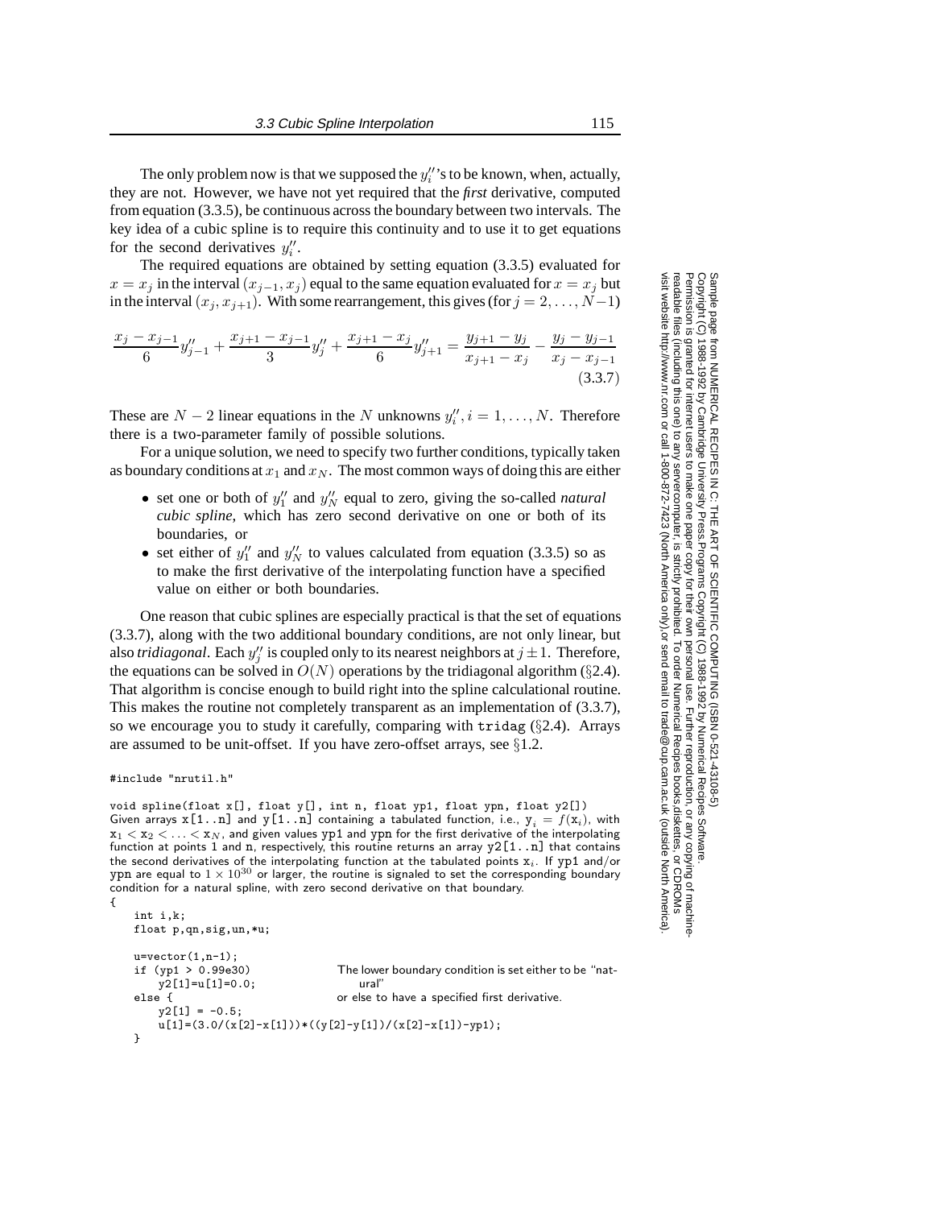The only problem now is that we supposed the $y_i''$'s to be known, when, actually, they are not. However, we have not yet required that the *first* derivative, computed from equation (3.3.5), be continuous across the boundary between two intervals. The key idea of a cubic spline is to require this continuity and to use it to get equations for the second derivatives $y_i''$.

The required equations are obtained by setting equation (3.3.5) evaluated for $x = x_j$ in the interval $(x_{j-1}, x_j)$ equal to the same equation evaluated for $x = x_j$ but in the interval $(x_j, x_{j+1})$. With some rearrangement, this gives (for $j = 2, \ldots, N-1$)

$$\frac{x_j - x_{j-1}}{6} y_{j-1}'' + \frac{x_{j+1} - x_{j-1}}{3} y_j'' + \frac{x_{j+1} - x_j}{6} y_{j+1}'' = \frac{y_{j+1} - y_j}{x_{j+1} - x_j} - \frac{y_j - y_{j-1}}{x_j - x_{j-1}} \tag{3.3.7}$$

These are $N - 2$ linear equations in the $N$ unknowns $y_i'', i = 1, \ldots, N$. Therefore there is a two-parameter family of possible solutions.

For a unique solution, we need to specify two further conditions, typically taken as boundary conditions at $x_1$ and $x_N$. The most common ways of doing this are either

- set one or both of $y_1''$ and $y_N''$ equal to zero, giving the so-called *natural cubic spline*, which has zero second derivative on one or both of its boundaries, or
- set either of $y_1''$ and $y_N''$ to values calculated from equation (3.3.5) so as to make the first derivative of the interpolating function have a specified value on either or both boundaries.

One reason that cubic splines are especially practical is that the set of equations (3.3.7), along with the two additional boundary conditions, are not only linear, but also *tridiagonal*. Each $y_j''$ is coupled only to its nearest neighbors at $j \pm 1$. Therefore, the equations can be solved in $O(N)$ operations by the tridiagonal algorithm (§2.4). That algorithm is concise enough to build right into the spline calculational routine. This makes the routine not completely transparent as an implementation of (3.3.7), so we encourage you to study it carefully, comparing with `tridag` (§2.4). Arrays are assumed to be unit-offset. If you have zero-offset arrays, see §1.2.

```
#include "nrutil.h"

void spline(float x[], float y[], int n, float yp1, float ypn, float y2[])
```

Given arrays `x[1..n]` and `y[1..n]` containing a tabulated function, i.e., $y_i = f(x_i)$, with $x_1 < x_2 < \ldots < x_N$, and given values `yp1` and `ypn` for the first derivative of the interpolating function at points 1 and `n`, respectively, this routine returns an array `y2[1..n]` that contains the second derivatives of the interpolating function at the tabulated points $x_i$. If `yp1` and/or `ypn` are equal to $1 \times 10^{30}$ or larger, the routine is signaled to set the corresponding boundary condition for a natural spline, with zero second derivative on that boundary.

```
{
    int i,k;
    float p,qn,sig,un,*u;

    u=vector(1,n-1);
    if (yp1 > 0.99e30)              The lower boundary condition is set either to be "nat-
        y2[1]=u[1]=0.0;                 ural"
    else {                          or else to have a specified first derivative.
        y2[1] = -0.5;
        u[1]=(3.0/(x[2]-x[1]))*((y[2]-y[1])/(x[2]-x[1])-yp1);
    }
```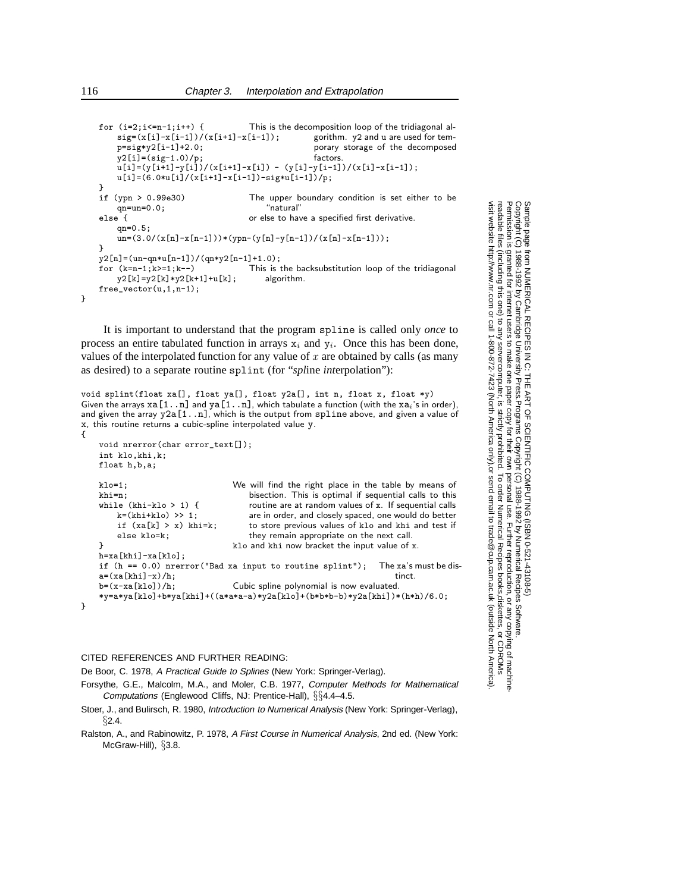```c
    for (i=2;i<=n-1;i++) {            This is the decomposition loop of the tridiagonal al-
        sig=(x[i]-x[i-1])/(x[i+1]-x[i-1]);       gorithm. y2 and u are used for tem-
        p=sig*y2[i-1]+2.0;                        porary storage of the decomposed
        y2[i]=(sig-1.0)/p;                        factors.
        u[i]=(y[i+1]-y[i])/(x[i+1]-x[i]) - (y[i]-y[i-1])/(x[i]-x[i-1]);
        u[i]=(6.0*u[i]/(x[i+1]-x[i-1])-sig*u[i-1])/p;
    }
    if (ypn > 0.99e30)                The upper boundary condition is set either to be
        qn=un=0.0;                        "natural"
    else {                            or else to have a specified first derivative.
        qn=0.5;
        un=(3.0/(x[n]-x[n-1]))*(ypn-(y[n]-y[n-1])/(x[n]-x[n-1]));
    }
    y2[n]=(un-qn*u[n-1])/(qn*y2[n-1]+1.0);
    for (k=n-1;k>=1;k--)              This is the backsubstitution loop of the tridiagonal
        y2[k]=y2[k]*y2[k+1]+u[k];         algorithm.
    free_vector(u,1,n-1);
}
```

It is important to understand that the program spline is called only *once* to process an entire tabulated function in arrays $x_i$ and $y_i$. Once this has been done, values of the interpolated function for any value of $x$ are obtained by calls (as many as desired) to a separate routine splint (for "*spl*ine *int*erpolation"):

```c
void splint(float xa[], float ya[], float y2a[], int n, float x, float *y)
```

Given the arrays xa[1..n] and ya[1..n], which tabulate a function (with the $xa_i$'s in order), and given the array y2a[1..n], which is the output from spline above, and given a value of x, this routine returns a cubic-spline interpolated value y.

```c
{
    void nrerror(char error_text[]);
    int klo,khi,k;
    float h,b,a;

    klo=1;                        We will find the right place in the table by means of
    khi=n;                            bisection. This is optimal if sequential calls to this
    while (khi-klo > 1) {             routine are at random values of x. If sequential calls
        k=(khi+klo) >> 1;             are in order, and closely spaced, one would do better
        if (xa[k] > x) khi=k;         to store previous values of klo and khi and test if
        else klo=k;                   they remain appropriate on the next call.
    }                             klo and khi now bracket the input value of x.
    h=xa[khi]-xa[klo];
    if (h == 0.0) nrerror("Bad xa input to routine splint");   The xa's must be dis-
    a=(xa[khi]-x)/h;                                                   tinct.
    b=(x-xa[klo])/h;              Cubic spline polynomial is now evaluated.
    *y=a*ya[klo]+b*ya[khi]+((a*a*a-a)*y2a[klo]+(b*b*b-b)*y2a[khi])*(h*h)/6.0;
}
```

CITED REFERENCES AND FURTHER READING:

De Boor, C. 1978, *A Practical Guide to Splines* (New York: Springer-Verlag).

Forsythe, G.E., Malcolm, M.A., and Moler, C.B. 1977, *Computer Methods for Mathematical Computations* (Englewood Cliffs, NJ: Prentice-Hall), §§4.4–4.5.

Stoer, J., and Bulirsch, R. 1980, *Introduction to Numerical Analysis* (New York: Springer-Verlag), §2.4.

Ralston, A., and Rabinowitz, P. 1978, *A First Course in Numerical Analysis*, 2nd ed. (New York: McGraw-Hill), §3.8.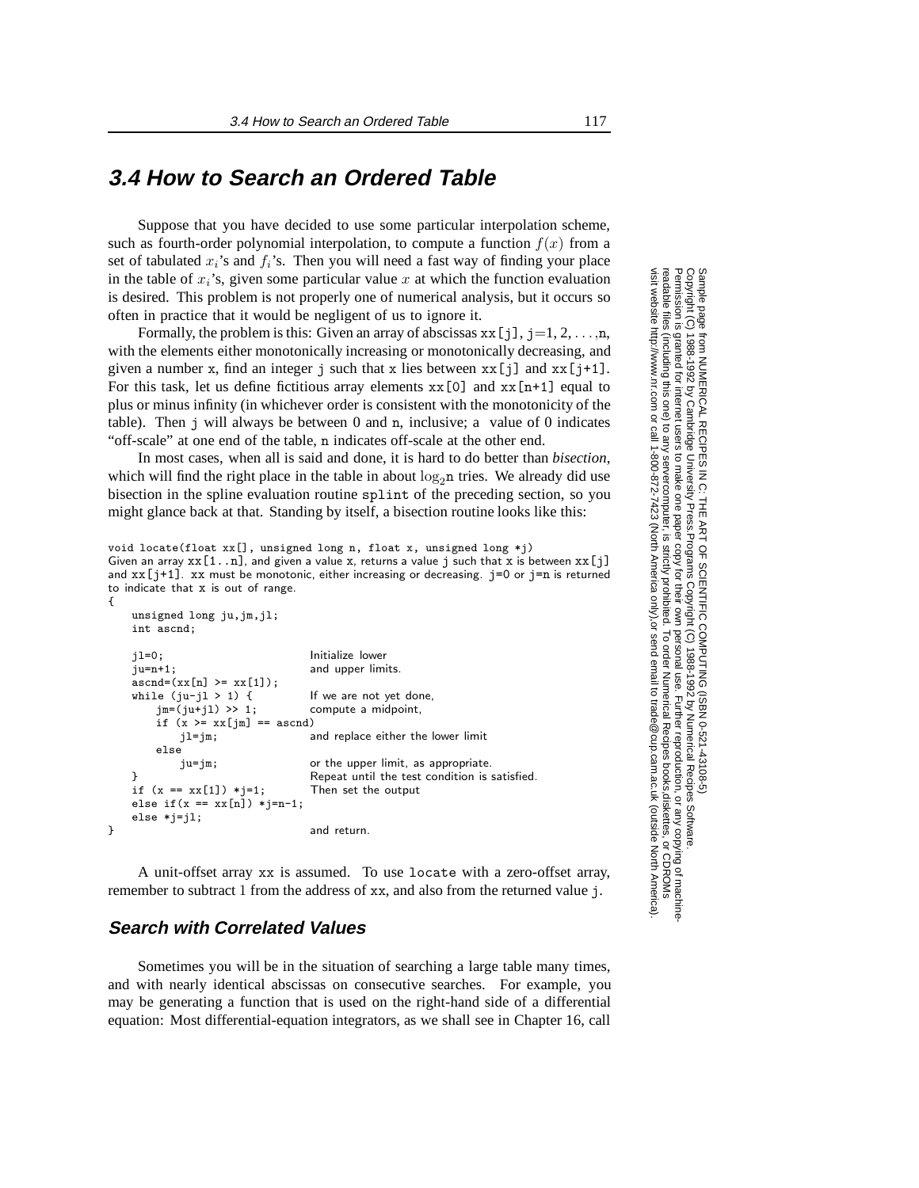## 3.4 How to Search an Ordered Table

Suppose that you have decided to use some particular interpolation scheme, such as fourth-order polynomial interpolation, to compute a function $f(x)$ from a set of tabulated $x_i$'s and $f_i$'s. Then you will need a fast way of finding your place in the table of $x_i$'s, given some particular value $x$ at which the function evaluation is desired. This problem is not properly one of numerical analysis, but it occurs so often in practice that it would be negligent of us to ignore it.

Formally, the problem is this: Given an array of abscissas xx[j], j=1, 2, . . . ,n, with the elements either monotonically increasing or monotonically decreasing, and given a number x, find an integer j such that x lies between xx[j] and xx[j+1]. For this task, let us define fictitious array elements xx[0] and xx[n+1] equal to plus or minus infinity (in whichever order is consistent with the monotonicity of the table). Then j will always be between 0 and n, inclusive; a value of 0 indicates "off-scale" at one end of the table, n indicates off-scale at the other end.

In most cases, when all is said and done, it is hard to do better than *bisection*, which will find the right place in the table in about $\log_2$n tries. We already did use bisection in the spline evaluation routine splint of the preceding section, so you might glance back at that. Standing by itself, a bisection routine looks like this:

```
void locate(float xx[], unsigned long n, float x, unsigned long *j)
Given an array xx[1..n], and given a value x, returns a value j such that x is between xx[j]
and xx[j+1]. xx must be monotonic, either increasing or decreasing. j=0 or j=n is returned
to indicate that x is out of range.
{
    unsigned long ju,jm,jl;
    int ascnd;

    jl=0;                           Initialize lower
    ju=n+1;                         and upper limits.
    ascnd=(xx[n] >= xx[1]);
    while (ju-jl > 1) {             If we are not yet done,
        jm=(ju+jl) >> 1;            compute a midpoint,
        if (x >= xx[jm] == ascnd)
            jl=jm;                  and replace either the lower limit
        else
            ju=jm;                  or the upper limit, as appropriate.
    }                               Repeat until the test condition is satisfied.
    if (x == xx[1]) *j=1;           Then set the output
    else if(x == xx[n]) *j=n-1;
    else *j=jl;
}                                   and return.
```

A unit-offset array xx is assumed. To use locate with a zero-offset array, remember to subtract 1 from the address of xx, and also from the returned value j.

### Search with Correlated Values

Sometimes you will be in the situation of searching a large table many times, and with nearly identical abscissas on consecutive searches. For example, you may be generating a function that is used on the right-hand side of a differential equation: Most differential-equation integrators, as we shall see in Chapter 16, call